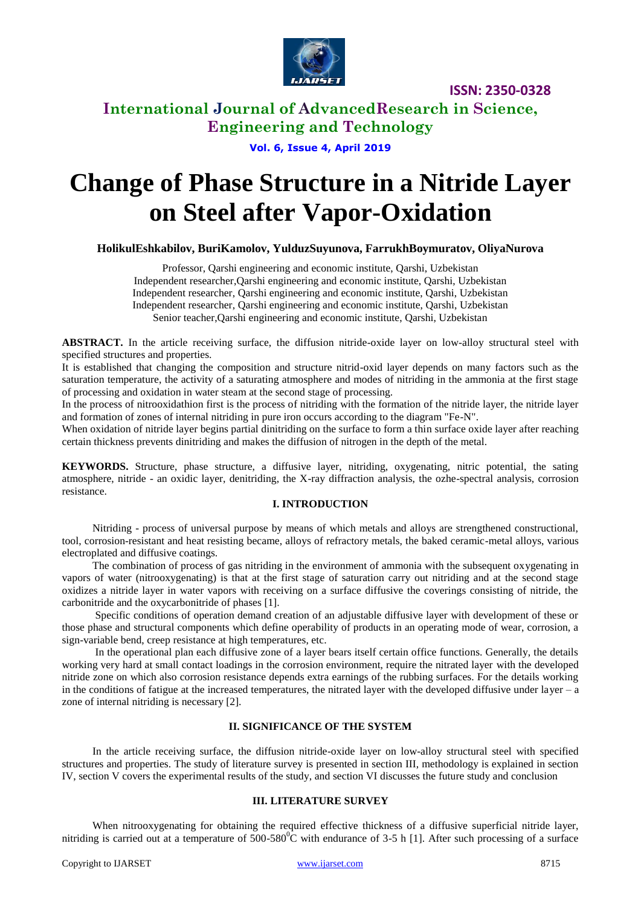# Change of Phase Structure in a Nitride Layer on Steel after Vapor-Oxidation

**HolikulEshkabilov, BuriKamolov, YulduzSuyunova, FarrukhBoymuratov, OliyaNurova**

Professor, Qarshi engineering and economic institute, Qarshi, Uzbekistan
Independent researcher,Qarshi engineering and economic institute, Qarshi, Uzbekistan
Independent researcher, Qarshi engineering and economic institute, Qarshi, Uzbekistan
Independent researcher, Qarshi engineering and economic institute, Qarshi, Uzbekistan
Senior teacher,Qarshi engineering and economic institute, Qarshi, Uzbekistan

**ABSTRACT.** In the article receiving surface, the diffusion nitride-oxide layer on low-alloy structural steel with specified structures and properties.

It is established that changing the composition and structure nitrid-oxid layer depends on many factors such as the saturation temperature, the activity of a saturating atmosphere and modes of nitriding in the ammonia at the first stage of processing and oxidation in water steam at the second stage of processing.

In the process of nitrooxidathion first is the process of nitriding with the formation of the nitride layer, the nitride layer and formation of zones of internal nitriding in pure iron occurs according to the diagram "Fe-N".

When oxidation of nitride layer begins partial dinitriding on the surface to form a thin surface oxide layer after reaching certain thickness prevents dinitriding and makes the diffusion of nitrogen in the depth of the metal.

**KEYWORDS.** Structure, phase structure, a diffusive layer, nitriding, oxygenating, nitric potential, the sating atmosphere, nitride - an oxidic layer, denitriding, the X-ray diffraction analysis, the ozhe-spectral analysis, corrosion resistance.

## I. INTRODUCTION

Nitriding - process of universal purpose by means of which metals and alloys are strengthened constructional, tool, corrosion-resistant and heat resisting became, alloys of refractory metals, the baked ceramic-metal alloys, various electroplated and diffusive coatings.

The combination of process of gas nitriding in the environment of ammonia with the subsequent oxygenating in vapors of water (nitrooxygenating) is that at the first stage of saturation carry out nitriding and at the second stage oxidizes a nitride layer in water vapors with receiving on a surface diffusive the coverings consisting of nitride, the carbonitride and the oxycarbonitride of phases [1].

Specific conditions of operation demand creation of an adjustable diffusive layer with development of these or those phase and structural components which define operability of products in an operating mode of wear, corrosion, a sign-variable bend, creep resistance at high temperatures, etc.

In the operational plan each diffusive zone of a layer bears itself certain office functions. Generally, the details working very hard at small contact loadings in the corrosion environment, require the nitrated layer with the developed nitride zone on which also corrosion resistance depends extra earnings of the rubbing surfaces. For the details working in the conditions of fatigue at the increased temperatures, the nitrated layer with the developed diffusive under layer – a zone of internal nitriding is necessary [2].

## II. SIGNIFICANCE OF THE SYSTEM

In the article receiving surface, the diffusion nitride-oxide layer on low-alloy structural steel with specified structures and properties. The study of literature survey is presented in section III, methodology is explained in section IV, section V covers the experimental results of the study, and section VI discusses the future study and conclusion

## III. LITERATURE SURVEY

When nitrooxygenating for obtaining the required effective thickness of a diffusive superficial nitride layer, nitriding is carried out at a temperature of 500-580$^0$C with endurance of 3-5 h [1]. After such processing of a surface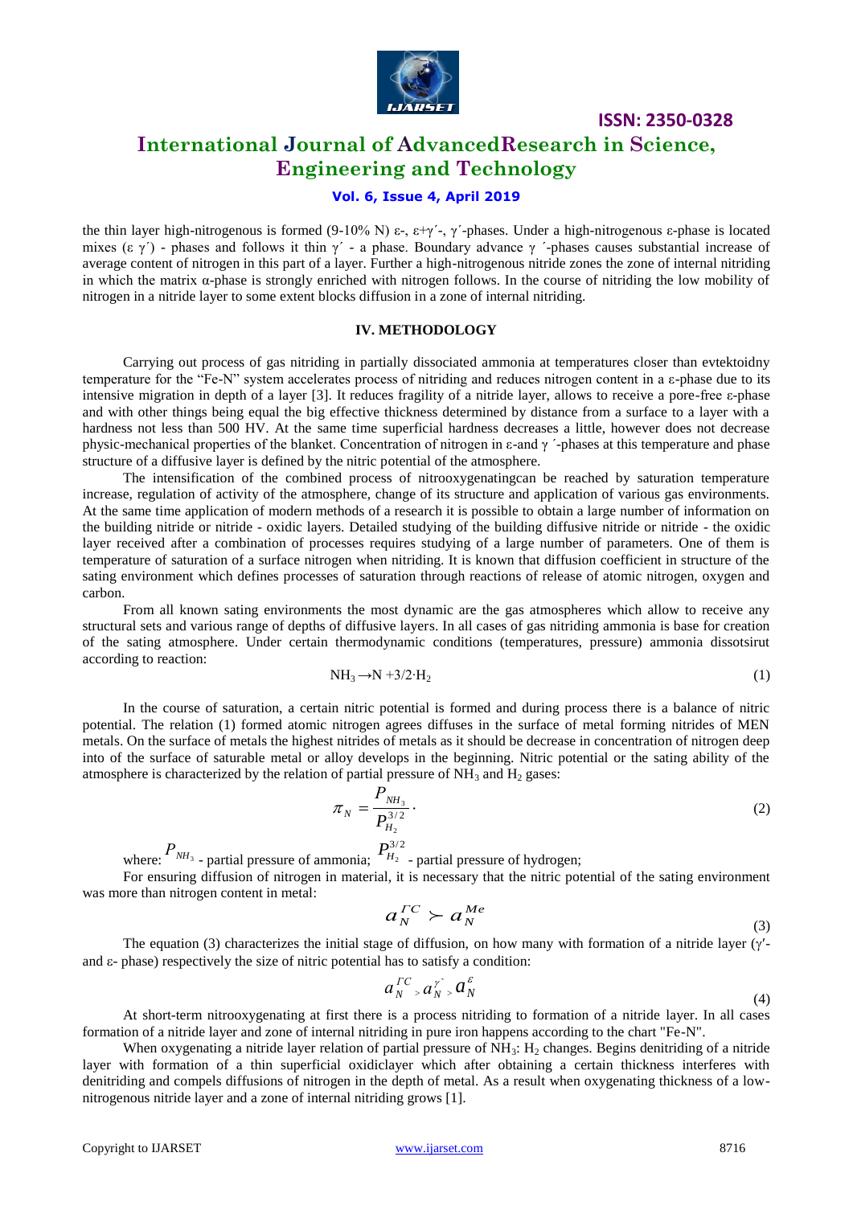the thin layer high-nitrogenous is formed (9-10% N) ε-, ε+γ′-, γ′-phases. Under a high-nitrogenous ε-phase is located mixes (ε γ′) - phases and follows it thin γ′ - a phase. Boundary advance γ ′-phases causes substantial increase of average content of nitrogen in this part of a layer. Further a high-nitrogenous nitride zones the zone of internal nitriding in which the matrix α-phase is strongly enriched with nitrogen follows. In the course of nitriding the low mobility of nitrogen in a nitride layer to some extent blocks diffusion in a zone of internal nitriding.

## IV. METHODOLOGY

Carrying out process of gas nitriding in partially dissociated ammonia at temperatures closer than evtektoidny temperature for the "Fe-N" system accelerates process of nitriding and reduces nitrogen content in a ε-phase due to its intensive migration in depth of a layer [3]. It reduces fragility of a nitride layer, allows to receive a pore-free ε-phase and with other things being equal the big effective thickness determined by distance from a surface to a layer with a hardness not less than 500 HV. At the same time superficial hardness decreases a little, however does not decrease physic-mechanical properties of the blanket. Concentration of nitrogen in ε-and γ ′-phases at this temperature and phase structure of a diffusive layer is defined by the nitric potential of the atmosphere.

The intensification of the combined process of nitrooxygenatingcan be reached by saturation temperature increase, regulation of activity of the atmosphere, change of its structure and application of various gas environments. At the same time application of modern methods of a research it is possible to obtain a large number of information on the building nitride or nitride - oxidic layers. Detailed studying of the building diffusive nitride or nitride - the oxidic layer received after a combination of processes requires studying of a large number of parameters. One of them is temperature of saturation of a surface nitrogen when nitriding. It is known that diffusion coefficient in structure of the sating environment which defines processes of saturation through reactions of release of atomic nitrogen, oxygen and carbon.

From all known sating environments the most dynamic are the gas atmospheres which allow to receive any structural sets and various range of depths of diffusive layers. In all cases of gas nitriding ammonia is base for creation of the sating atmosphere. Under certain thermodynamic conditions (temperatures, pressure) ammonia dissotsirut according to reaction:

$$NH_3 \rightarrow N + 3/2 \cdot H_2 \tag{1}$$

In the course of saturation, a certain nitric potential is formed and during process there is a balance of nitric potential. The relation (1) formed atomic nitrogen agrees diffuses in the surface of metal forming nitrides of MEN metals. On the surface of metals the highest nitrides of metals as it should be decrease in concentration of nitrogen deep into of the surface of saturable metal or alloy develops in the beginning. Nitric potential or the sating ability of the atmosphere is characterized by the relation of partial pressure of $NH_3$ and $H_2$ gases:

$$\pi_N = \frac{P_{NH_3}}{P_{H_2}^{3/2}} . \tag{2}$$

where: $P_{NH_3}$ - partial pressure of ammonia; $P_{H_2}^{3/2}$ - partial pressure of hydrogen;

For ensuring diffusion of nitrogen in material, it is necessary that the nitric potential of the sating environment was more than nitrogen content in metal:

$$a_N^{\Gamma C} \succ a_N^{Me} \tag{3}$$

The equation (3) characterizes the initial stage of diffusion, on how many with formation of a nitride layer (γ′- and ε- phase) respectively the size of nitric potential has to satisfy a condition:

$$a_N^{\Gamma C} > a_N^{\gamma'} > a_N^{\varepsilon} \tag{4}$$

At short-term nitrooxygenating at first there is a process nitriding to formation of a nitride layer. In all cases formation of a nitride layer and zone of internal nitriding in pure iron happens according to the chart "Fe-N".

When oxygenating a nitride layer relation of partial pressure of $NH_3$: $H_2$ changes. Begins denitriding of a nitride layer with formation of a thin superficial oxidiclayer which after obtaining a certain thickness interferes with denitriding and compels diffusions of nitrogen in the depth of metal. As a result when oxygenating thickness of a low-nitrogenous nitride layer and a zone of internal nitriding grows [1].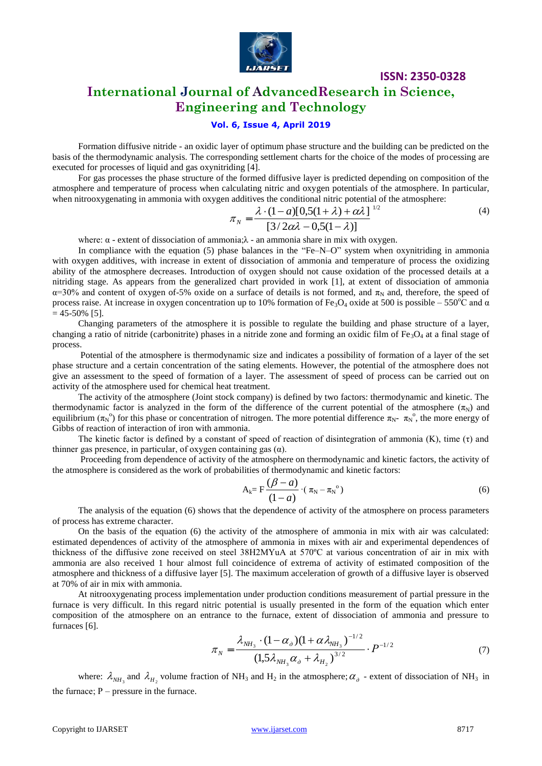Formation diffusive nitride - an oxidic layer of optimum phase structure and the building can be predicted on the basis of the thermodynamic analysis. The corresponding settlement charts for the choice of the modes of processing are executed for processes of liquid and gas oxynitriding [4].

For gas processes the phase structure of the formed diffusive layer is predicted depending on composition of the atmosphere and temperature of process when calculating nitric and oxygen potentials of the atmosphere. In particular, when nitrooxygenating in ammonia with oxygen additives the conditional nitric potential of the atmosphere:

$$\pi_N = \frac{\lambda \cdot (1-a)[0{,}5(1+\lambda)+\alpha\lambda]^{1/2}}{[3/2\alpha\lambda - 0{,}5(1-\lambda)]} \tag{4}$$

where: $\alpha$ - extent of dissociation of ammonia; $\lambda$ - an ammonia share in mix with oxygen.

In compliance with the equation (5) phase balances in the "Fe–N–O" system when oxynitriding in ammonia with oxygen additives, with increase in extent of dissociation of ammonia and temperature of process the oxidizing ability of the atmosphere decreases. Introduction of oxygen should not cause oxidation of the processed details at a nitriding stage. As appears from the generalized chart provided in work [1], at extent of dissociation of ammonia $\alpha$=30% and content of oxygen of-5% oxide on a surface of details is not formed, and $\pi_N$ and, therefore, the speed of process raise. At increase in oxygen concentration up to 10% formation of $Fe_3O_4$ oxide at 500 is possible – 550°C and $\alpha$ = 45-50% [5].

Changing parameters of the atmosphere it is possible to regulate the building and phase structure of a layer, changing a ratio of nitride (carbonitrite) phases in a nitride zone and forming an oxidic film of $Fe_3O_4$ at a final stage of process.

Potential of the atmosphere is thermodynamic size and indicates a possibility of formation of a layer of the set phase structure and a certain concentration of the sating elements. However, the potential of the atmosphere does not give an assessment to the speed of formation of a layer. The assessment of speed of process can be carried out on activity of the atmosphere used for chemical heat treatment.

The activity of the atmosphere (Joint stock company) is defined by two factors: thermodynamic and kinetic. The thermodynamic factor is analyzed in the form of the difference of the current potential of the atmosphere ($\pi_N$) and equilibrium ($\pi_N^o$) for this phase or concentration of nitrogen. The more potential difference $\pi_N$- $\pi_N^o$, the more energy of Gibbs of reaction of interaction of iron with ammonia.

The kinetic factor is defined by a constant of speed of reaction of disintegration of ammonia (K), time ($\tau$) and thinner gas presence, in particular, of oxygen containing gas ($\alpha$).

Proceeding from dependence of activity of the atmosphere on thermodynamic and kinetic factors, the activity of the atmosphere is considered as the work of probabilities of thermodynamic and kinetic factors:

$$A_k = F\frac{(\beta - a)}{(1-a)} \cdot (\pi_N - \pi_N^o) \tag{6}$$

The analysis of the equation (6) shows that the dependence of activity of the atmosphere on process parameters of process has extreme character.

On the basis of the equation (6) the activity of the atmosphere of ammonia in mix with air was calculated: estimated dependences of activity of the atmosphere of ammonia in mixes with air and experimental dependences of thickness of the diffusive zone received on steel 38H2MYuA at 570ºC at various concentration of air in mix with ammonia are also received 1 hour almost full coincidence of extrema of activity of estimated composition of the atmosphere and thickness of a diffusive layer [5]. The maximum acceleration of growth of a diffusive layer is observed at 70% of air in mix with ammonia.

At nitrooxygenating process implementation under production conditions measurement of partial pressure in the furnace is very difficult. In this regard nitric potential is usually presented in the form of the equation which enter composition of the atmosphere on an entrance to the furnace, extent of dissociation of ammonia and pressure to furnaces [6].

$$\pi_N = \frac{\lambda_{NH_3} \cdot (1-\alpha_\partial)(1+\alpha\lambda_{NH_3})^{-1/2}}{(1{,}5\lambda_{NH_3}\alpha_\partial + \lambda_{H_2})^{3/2}} \cdot P^{-1/2} \tag{7}$$

where: $\lambda_{NH_3}$ and $\lambda_{H_2}$ volume fraction of $NH_3$ and $H_2$ in the atmosphere; $\alpha_\partial$ - extent of dissociation of $NH_3$ in the furnace; P – pressure in the furnace.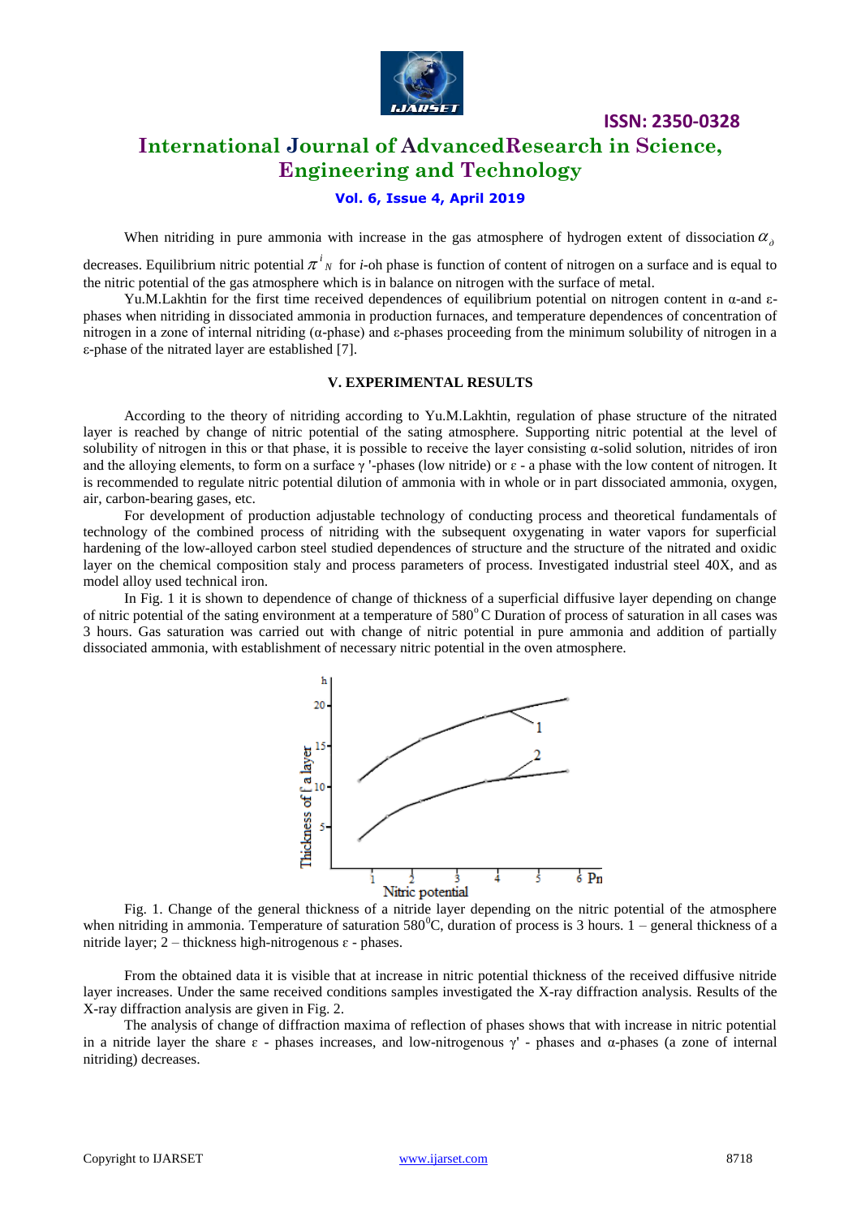When nitriding in pure ammonia with increase in the gas atmosphere of hydrogen extent of dissociation $\alpha_{\partial}$ decreases. Equilibrium nitric potential $\pi^{i}{}_{N}$ for *i*-oh phase is function of content of nitrogen on a surface and is equal to the nitric potential of the gas atmosphere which is in balance on nitrogen with the surface of metal.

Yu.M.Lakhtin for the first time received dependences of equilibrium potential on nitrogen content in α-and ε-phases when nitriding in dissociated ammonia in production furnaces, and temperature dependences of concentration of nitrogen in a zone of internal nitriding (α-phase) and ε-phases proceeding from the minimum solubility of nitrogen in a ε-phase of the nitrated layer are established [7].

## V. EXPERIMENTAL RESULTS

According to the theory of nitriding according to Yu.M.Lakhtin, regulation of phase structure of the nitrated layer is reached by change of nitric potential of the sating atmosphere. Supporting nitric potential at the level of solubility of nitrogen in this or that phase, it is possible to receive the layer consisting α-solid solution, nitrides of iron and the alloying elements, to form on a surface γ '-phases (low nitride) or ε - a phase with the low content of nitrogen. It is recommended to regulate nitric potential dilution of ammonia with in whole or in part dissociated ammonia, oxygen, air, carbon-bearing gases, etc.

For development of production adjustable technology of conducting process and theoretical fundamentals of technology of the combined process of nitriding with the subsequent oxygenating in water vapors for superficial hardening of the low-alloyed carbon steel studied dependences of structure and the structure of the nitrated and oxidic layer on the chemical composition staly and process parameters of process. Investigated industrial steel 40X, and as model alloy used technical iron.

In Fig. 1 it is shown to dependence of change of thickness of a superficial diffusive layer depending on change of nitric potential of the sating environment at a temperature of 580°C Duration of process of saturation in all cases was 3 hours. Gas saturation was carried out with change of nitric potential in pure ammonia and addition of partially dissociated ammonia, with establishment of necessary nitric potential in the oven atmosphere.

Fig. 1. Change of the general thickness of a nitride layer depending on the nitric potential of the atmosphere when nitriding in ammonia. Temperature of saturation 580°C, duration of process is 3 hours. 1 – general thickness of a nitride layer; 2 – thickness high-nitrogenous ε - phases.

From the obtained data it is visible that at increase in nitric potential thickness of the received diffusive nitride layer increases. Under the same received conditions samples investigated the X-ray diffraction analysis. Results of the X-ray diffraction analysis are given in Fig. 2.

The analysis of change of diffraction maxima of reflection of phases shows that with increase in nitric potential in a nitride layer the share ε - phases increases, and low-nitrogenous γ' - phases and α-phases (a zone of internal nitriding) decreases.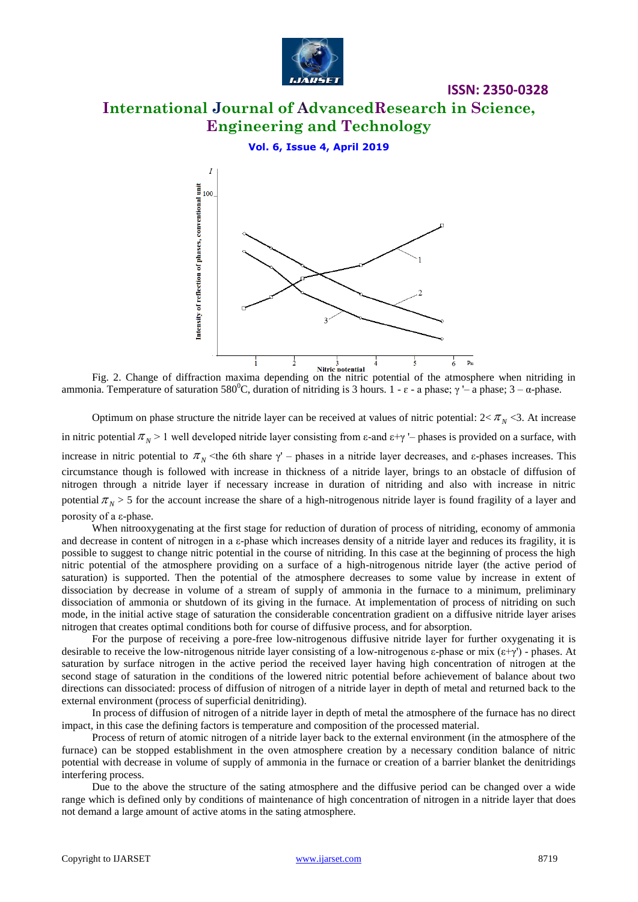Fig. 2. Change of diffraction maxima depending on the nitric potential of the atmosphere when nitriding in ammonia. Temperature of saturation 580$^0$C, duration of nitriding is 3 hours. 1 - ε - a phase; γ '– a phase; 3 – α-phase.

Optimum on phase structure the nitride layer can be received at values of nitric potential: $2< \pi_N <3$. At increase in nitric potential $\pi_N > 1$ well developed nitride layer consisting from ε-and ε+γ '– phases is provided on a surface, with increase in nitric potential to $\pi_N$ <the 6th share γ' – phases in a nitride layer decreases, and ε-phases increases. This circumstance though is followed with increase in thickness of a nitride layer, brings to an obstacle of diffusion of nitrogen through a nitride layer if necessary increase in duration of nitriding and also with increase in nitric potential $\pi_N > 5$ for the account increase the share of a high-nitrogenous nitride layer is found fragility of a layer and porosity of a ε-phase.

When nitrooxygenating at the first stage for reduction of duration of process of nitriding, economy of ammonia and decrease in content of nitrogen in a ε-phase which increases density of a nitride layer and reduces its fragility, it is possible to suggest to change nitric potential in the course of nitriding. In this case at the beginning of process the high nitric potential of the atmosphere providing on a surface of a high-nitrogenous nitride layer (the active period of saturation) is supported. Then the potential of the atmosphere decreases to some value by increase in extent of dissociation by decrease in volume of a stream of supply of ammonia in the furnace to a minimum, preliminary dissociation of ammonia or shutdown of its giving in the furnace. At implementation of process of nitriding on such mode, in the initial active stage of saturation the considerable concentration gradient on a diffusive nitride layer arises nitrogen that creates optimal conditions both for course of diffusive process, and for absorption.

For the purpose of receiving a pore-free low-nitrogenous diffusive nitride layer for further oxygenating it is desirable to receive the low-nitrogenous nitride layer consisting of a low-nitrogenous ε-phase or mix (ε+γ') - phases. At saturation by surface nitrogen in the active period the received layer having high concentration of nitrogen at the second stage of saturation in the conditions of the lowered nitric potential before achievement of balance about two directions can dissociated: process of diffusion of nitrogen of a nitride layer in depth of metal and returned back to the external environment (process of superficial denitriding).

In process of diffusion of nitrogen of a nitride layer in depth of metal the atmosphere of the furnace has no direct impact, in this case the defining factors is temperature and composition of the processed material.

Process of return of atomic nitrogen of a nitride layer back to the external environment (in the atmosphere of the furnace) can be stopped establishment in the oven atmosphere creation by a necessary condition balance of nitric potential with decrease in volume of supply of ammonia in the furnace or creation of a barrier blanket the denitridings interfering process.

Due to the above the structure of the sating atmosphere and the diffusive period can be changed over a wide range which is defined only by conditions of maintenance of high concentration of nitrogen in a nitride layer that does not demand a large amount of active atoms in the sating atmosphere.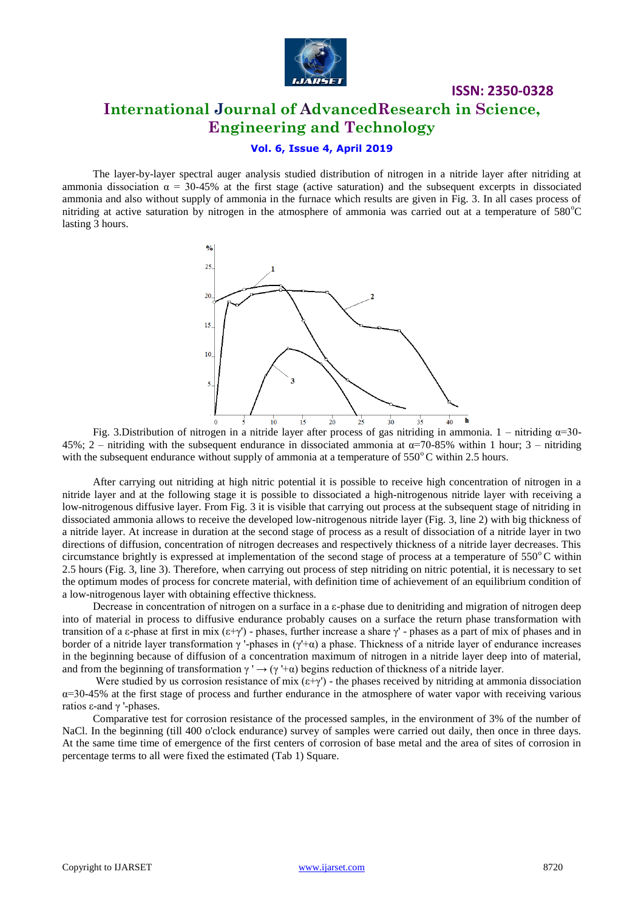The layer-by-layer spectral auger analysis studied distribution of nitrogen in a nitride layer after nitriding at ammonia dissociation $\alpha$ = 30-45% at the first stage (active saturation) and the subsequent excerpts in dissociated ammonia and also without supply of ammonia in the furnace which results are given in Fig. 3. In all cases process of nitriding at active saturation by nitrogen in the atmosphere of ammonia was carried out at a temperature of 580°C lasting 3 hours.

Fig. 3.Distribution of nitrogen in a nitride layer after process of gas nitriding in ammonia. 1 – nitriding $\alpha$=30-45%; 2 – nitriding with the subsequent endurance in dissociated ammonia at $\alpha$=70-85% within 1 hour; 3 – nitriding with the subsequent endurance without supply of ammonia at a temperature of 550°C within 2.5 hours.

After carrying out nitriding at high nitric potential it is possible to receive high concentration of nitrogen in a nitride layer and at the following stage it is possible to dissociated a high-nitrogenous nitride layer with receiving a low-nitrogenous diffusive layer. From Fig. 3 it is visible that carrying out process at the subsequent stage of nitriding in dissociated ammonia allows to receive the developed low-nitrogenous nitride layer (Fig. 3, line 2) with big thickness of a nitride layer. At increase in duration at the second stage of process as a result of dissociation of a nitride layer in two directions of diffusion, concentration of nitrogen decreases and respectively thickness of a nitride layer decreases. This circumstance brightly is expressed at implementation of the second stage of process at a temperature of 550°C within 2.5 hours (Fig. 3, line 3). Therefore, when carrying out process of step nitriding on nitric potential, it is necessary to set the optimum modes of process for concrete material, with definition time of achievement of an equilibrium condition of a low-nitrogenous layer with obtaining effective thickness.

Decrease in concentration of nitrogen on a surface in a $\varepsilon$-phase due to denitriding and migration of nitrogen deep into of material in process to diffusive endurance probably causes on a surface the return phase transformation with transition of a $\varepsilon$-phase at first in mix ($\varepsilon$+$\gamma'$) - phases, further increase a share $\gamma'$ - phases as a part of mix of phases and in border of a nitride layer transformation $\gamma$ '-phases in ($\gamma'$+$\alpha$) a phase. Thickness of a nitride layer of endurance increases in the beginning because of diffusion of a concentration maximum of nitrogen in a nitride layer deep into of material, and from the beginning of transformation $\gamma' \rightarrow (\gamma'+\alpha)$ begins reduction of thickness of a nitride layer.

Were studied by us corrosion resistance of mix ($\varepsilon$+$\gamma'$) - the phases received by nitriding at ammonia dissociation $\alpha$=30-45% at the first stage of process and further endurance in the atmosphere of water vapor with receiving various ratios $\varepsilon$-and $\gamma$ '-phases.

Comparative test for corrosion resistance of the processed samples, in the environment of 3% of the number of NaCl. In the beginning (till 400 o'clock endurance) survey of samples were carried out daily, then once in three days. At the same time time of emergence of the first centers of corrosion of base metal and the area of sites of corrosion in percentage terms to all were fixed the estimated (Tab 1) Square.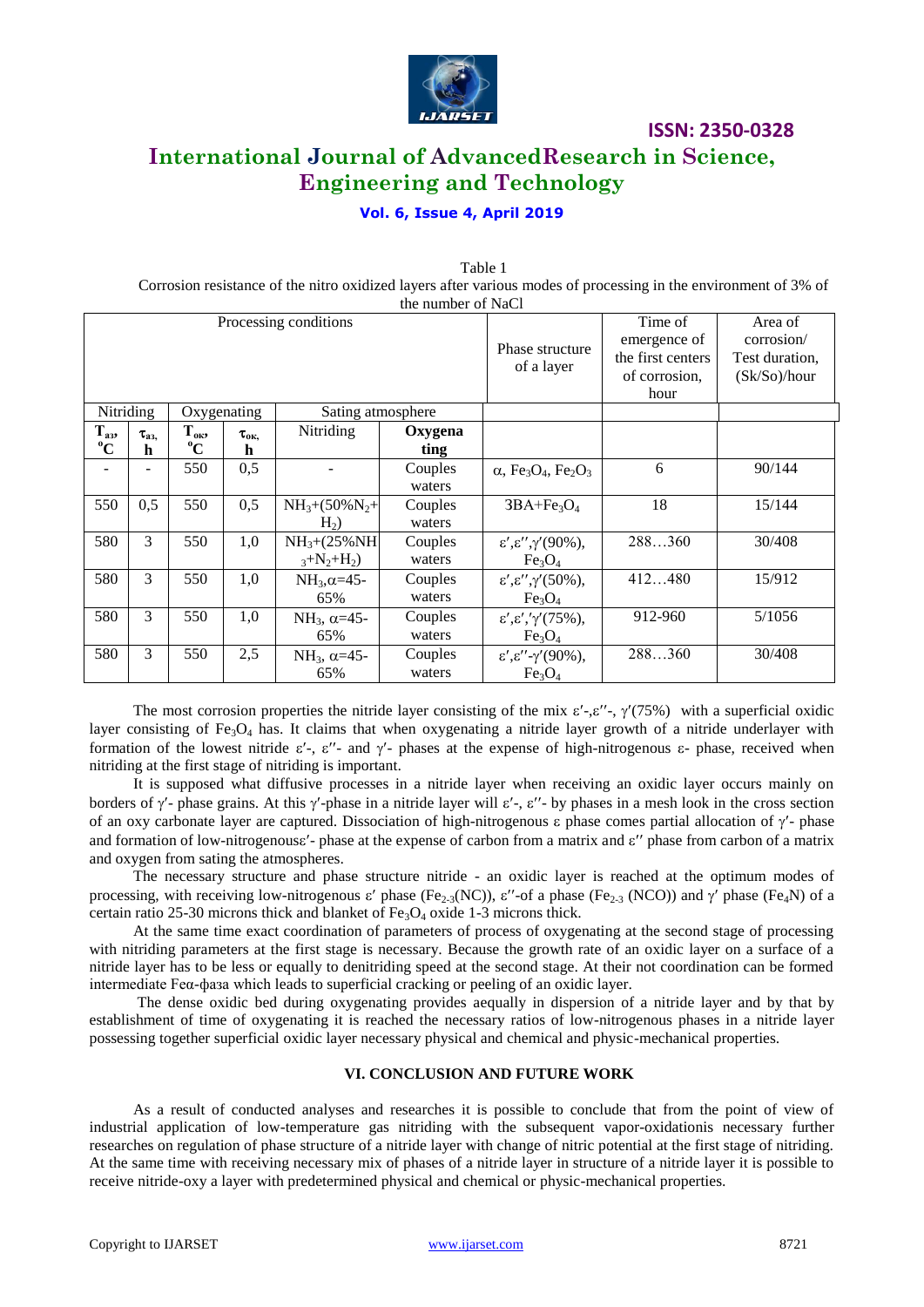Table 1

Corrosion resistance of the nitro oxidized layers after various modes of processing in the environment of 3% of the number of NaCl

| Processing conditions | | | | | | Phase structure of a layer | Time of emergence of the first centers of corrosion, hour | Area of corrosion/ Test duration, (Sk/So)/hour |
|---|---|---|---|---|---|---|---|---|
| Nitriding | | Oxygenating | | Sating atmosphere | | | | |
| $T_{аз}$, °C | $\tau_{аз}$, h | $T_{ок}$, °C | $\tau_{ок}$, h | Nitriding | **Oxygenating** | | | |
| - | - | 550 | 0,5 | - | Couples waters | $\alpha$, $Fe_3O_4$, $Fe_2O_3$ | 6 | 90/144 |
| 550 | 0,5 | 550 | 0,5 | $NH_3$+(50%$N_2$+$H_2$) | Couples waters | 3ВА+$Fe_3O_4$ | 18 | 15/144 |
| 580 | 3 | 550 | 1,0 | $NH_3$+(25%$NH_3$+$N_2$+$H_2$) | Couples waters | $\varepsilon'$,$\varepsilon''$,$\gamma'$(90%), $Fe_3O_4$ | 288…360 | 30/408 |
| 580 | 3 | 550 | 1,0 | $NH_3$,$\alpha$=45-65% | Couples waters | $\varepsilon'$,$\varepsilon''$,$\gamma'$(50%), $Fe_3O_4$ | 412…480 | 15/912 |
| 580 | 3 | 550 | 1,0 | $NH_3$, $\alpha$=45-65% | Couples waters | $\varepsilon'$,$\varepsilon'$,'$\gamma'$(75%), $Fe_3O_4$ | 912-960 | 5/1056 |
| 580 | 3 | 550 | 2,5 | $NH_3$, $\alpha$=45-65% | Couples waters | $\varepsilon'$,$\varepsilon''$-$\gamma'$(90%), $Fe_3O_4$ | 288…360 | 30/408 |

The most corrosion properties the nitride layer consisting of the mix $\varepsilon'$-,$\varepsilon''$-, $\gamma'$(75%) with a superficial oxidic layer consisting of $Fe_3O_4$ has. It claims that when oxygenating a nitride layer growth of a nitride underlayer with formation of the lowest nitride $\varepsilon'$-, $\varepsilon''$- and $\gamma'$- phases at the expense of high-nitrogenous $\varepsilon$- phase, received when nitriding at the first stage of nitriding is important.

It is supposed what diffusive processes in a nitride layer when receiving an oxidic layer occurs mainly on borders of $\gamma'$- phase grains. At this $\gamma'$-phase in a nitride layer will $\varepsilon'$-, $\varepsilon''$- by phases in a mesh look in the cross section of an oxy carbonate layer are captured. Dissociation of high-nitrogenous $\varepsilon$ phase comes partial allocation of $\gamma'$- phase and formation of low-nitrogenous$\varepsilon'$- phase at the expense of carbon from a matrix and $\varepsilon''$ phase from carbon of a matrix and oxygen from sating the atmospheres.

The necessary structure and phase structure nitride - an oxidic layer is reached at the optimum modes of processing, with receiving low-nitrogenous $\varepsilon'$ phase ($Fe_{2\text{-}3}$(NC)), $\varepsilon''$-of a phase ($Fe_{2\text{-}3}$ (NCO)) and $\gamma'$ phase ($Fe_4N$) of a certain ratio 25-30 microns thick and blanket of $Fe_3O_4$ oxide 1-3 microns thick.

At the same time exact coordination of parameters of process of oxygenating at the second stage of processing with nitriding parameters at the first stage is necessary. Because the growth rate of an oxidic layer on a surface of a nitride layer has to be less or equally to denitriding speed at the second stage. At their not coordination can be formed intermediate Feα-фаза which leads to superficial cracking or peeling of an oxidic layer.

The dense oxidic bed during oxygenating provides aequally in dispersion of a nitride layer and by that by establishment of time of oxygenating it is reached the necessary ratios of low-nitrogenous phases in a nitride layer possessing together superficial oxidic layer necessary physical and chemical and physic-mechanical properties.

## VI. CONCLUSION AND FUTURE WORK

As a result of conducted analyses and researches it is possible to conclude that from the point of view of industrial application of low-temperature gas nitriding with the subsequent vapor-oxidationis necessary further researches on regulation of phase structure of a nitride layer with change of nitric potential at the first stage of nitriding. At the same time with receiving necessary mix of phases of a nitride layer in structure of a nitride layer it is possible to receive nitride-oxy a layer with predetermined physical and chemical or physic-mechanical properties.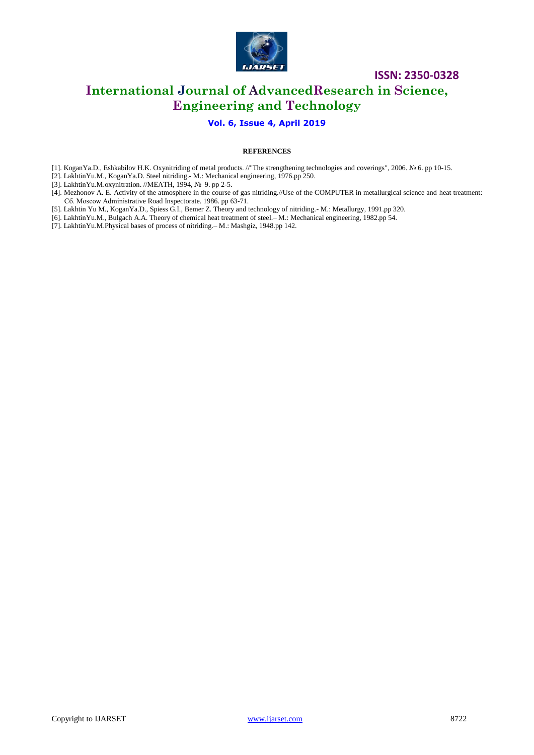**REFERENCES**

[1]. KoganYa.D., Eshkabilov H.K. Oxynitriding of metal products. //"The strengthening technologies and coverings", 2006. № 6. pp 10-15.

[2]. LakhtinYu.M., KoganYa.D. Steel nitriding.- M.: Mechanical engineering, 1976.pp 250.

[3]. LakhtinYu.M.oxynitration. //MEATH, 1994, № 9. pp 2-5.

[4]. Mezhonov A. E. Activity of the atmosphere in the course of gas nitriding.//Use of the COMPUTER in metallurgical science and heat treatment: Сб. Moscow Administrative Road Inspectorate. 1986. pp 63-71.

[5]. Lakhtin Yu M., KoganYa.D., Spiess G.I., Bemer Z. Theory and technology of nitriding.- M.: Metallurgy, 1991.pp 320.

[6]. LakhtinYu.M., Bulgach A.A. Theory of chemical heat treatment of steel.– M.: Mechanical engineering, 1982.pp 54.

[7]. LakhtinYu.M.Physical bases of process of nitriding.– M.: Mashgiz, 1948.pp 142.